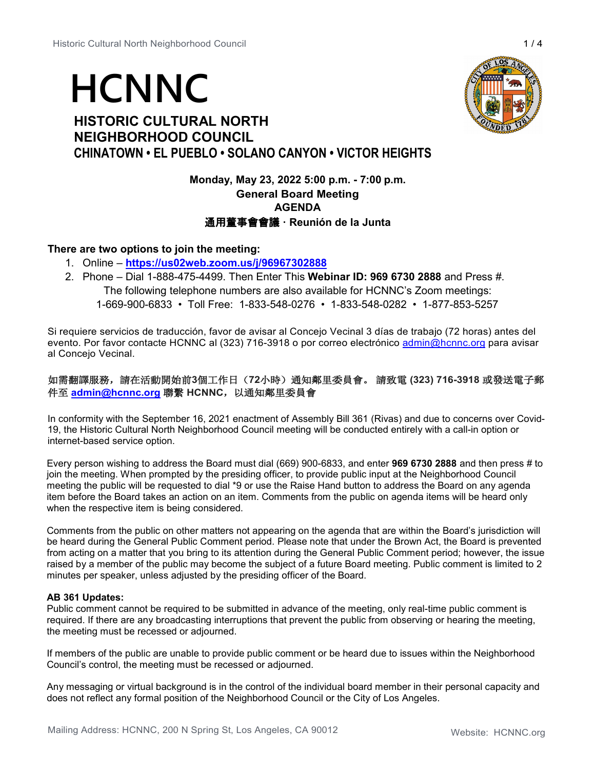# HCNNC

## HISTORIC CULTURAL NORTH NEIGHBORHOOD COUNCIL

### CHINATOWN • EL PUEBLO • SOLANO CANYON • VICTOR HEIGHTS

**Monday, May 23, 2022 5:00 p.m. - 7:00 p.m.**
**General Board Meeting**
**AGENDA**
**通用董事會會議 · Reunión de la Junta**

**There are two options to join the meeting:**

1. Online – **https://us02web.zoom.us/j/96967302888**
2. Phone – Dial 1-888-475-4499. Then Enter This **Webinar ID: 969 6730 2888** and Press #.
   The following telephone numbers are also available for HCNNC's Zoom meetings:
   1-669-900-6833 • Toll Free: 1-833-548-0276 • 1-833-548-0282 • 1-877-853-5257

Si requiere servicios de traducción, favor de avisar al Concejo Vecinal 3 días de trabajo (72 horas) antes del evento. Por favor contacte HCNNC al (323) 716-3918 o por correo electrónico admin@hcnnc.org para avisar al Concejo Vecinal.

**如需翻譯服務，請在活動開始前3個工作日（72小時）通知鄰里委員會。 請致電 (323) 716-3918 或發送電子郵件至 admin@hcnnc.org 聯繫 HCNNC，以通知鄰里委員會**

In conformity with the September 16, 2021 enactment of Assembly Bill 361 (Rivas) and due to concerns over Covid-19, the Historic Cultural North Neighborhood Council meeting will be conducted entirely with a call-in option or internet-based service option.

Every person wishing to address the Board must dial (669) 900-6833, and enter **969 6730 2888** and then press # to join the meeting. When prompted by the presiding officer, to provide public input at the Neighborhood Council meeting the public will be requested to dial *9 or use the Raise Hand button to address the Board on any agenda item before the Board takes an action on an item. Comments from the public on agenda items will be heard only when the respective item is being considered.

Comments from the public on other matters not appearing on the agenda that are within the Board's jurisdiction will be heard during the General Public Comment period. Please note that under the Brown Act, the Board is prevented from acting on a matter that you bring to its attention during the General Public Comment period; however, the issue raised by a member of the public may become the subject of a future Board meeting. Public comment is limited to 2 minutes per speaker, unless adjusted by the presiding officer of the Board.

**AB 361 Updates:**
Public comment cannot be required to be submitted in advance of the meeting, only real-time public comment is required. If there are any broadcasting interruptions that prevent the public from observing or hearing the meeting, the meeting must be recessed or adjourned.

If members of the public are unable to provide public comment or be heard due to issues within the Neighborhood Council's control, the meeting must be recessed or adjourned.

Any messaging or virtual background is in the control of the individual board member in their personal capacity and does not reflect any formal position of the Neighborhood Council or the City of Los Angeles.

Mailing Address: HCNNC, 200 N Spring St, Los Angeles, CA 90012 Website: HCNNC.org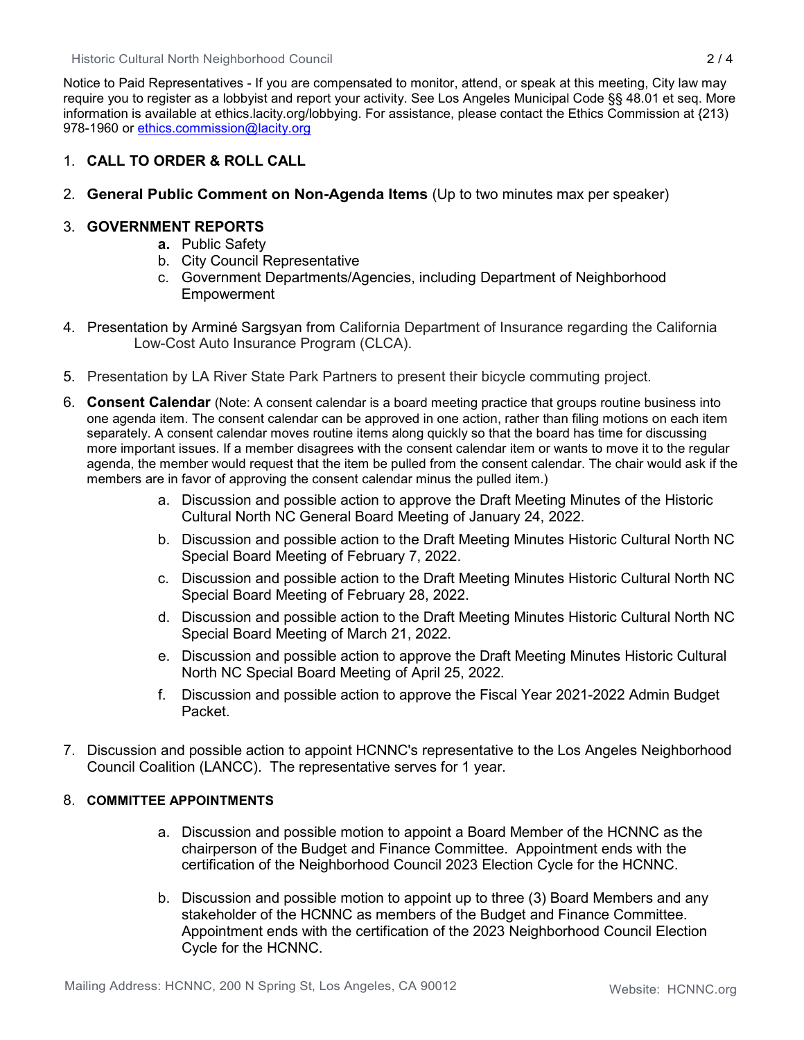Notice to Paid Representatives - If you are compensated to monitor, attend, or speak at this meeting, City law may require you to register as a lobbyist and report your activity. See Los Angeles Municipal Code §§ 48.01 et seq. More information is available at ethics.lacity.org/lobbying. For assistance, please contact the Ethics Commission at {213) 978-1960 or ethics.commission@lacity.org

1. **CALL TO ORDER & ROLL CALL**

2. **General Public Comment on Non-Agenda Items** (Up to two minutes max per speaker)

3. **GOVERNMENT REPORTS**
   a. Public Safety
   b. City Council Representative
   c. Government Departments/Agencies, including Department of Neighborhood Empowerment

4. Presentation by Arminé Sargsyan from California Department of Insurance regarding the California Low-Cost Auto Insurance Program (CLCA).

5. Presentation by LA River State Park Partners to present their bicycle commuting project.

6. **Consent Calendar** (Note: A consent calendar is a board meeting practice that groups routine business into one agenda item. The consent calendar can be approved in one action, rather than filing motions on each item separately. A consent calendar moves routine items along quickly so that the board has time for discussing more important issues. If a member disagrees with the consent calendar item or wants to move it to the regular agenda, the member would request that the item be pulled from the consent calendar. The chair would ask if the members are in favor of approving the consent calendar minus the pulled item.)
   a. Discussion and possible action to approve the Draft Meeting Minutes of the Historic Cultural North NC General Board Meeting of January 24, 2022.
   b. Discussion and possible action to the Draft Meeting Minutes Historic Cultural North NC Special Board Meeting of February 7, 2022.
   c. Discussion and possible action to the Draft Meeting Minutes Historic Cultural North NC Special Board Meeting of February 28, 2022.
   d. Discussion and possible action to the Draft Meeting Minutes Historic Cultural North NC Special Board Meeting of March 21, 2022.
   e. Discussion and possible action to approve the Draft Meeting Minutes Historic Cultural North NC Special Board Meeting of April 25, 2022.
   f. Discussion and possible action to approve the Fiscal Year 2021-2022 Admin Budget Packet.

7. Discussion and possible action to appoint HCNNC's representative to the Los Angeles Neighborhood Council Coalition (LANCC). The representative serves for 1 year.

8. **COMMITTEE APPOINTMENTS**
   a. Discussion and possible motion to appoint a Board Member of the HCNNC as the chairperson of the Budget and Finance Committee. Appointment ends with the certification of the Neighborhood Council 2023 Election Cycle for the HCNNC.
   b. Discussion and possible motion to appoint up to three (3) Board Members and any stakeholder of the HCNNC as members of the Budget and Finance Committee. Appointment ends with the certification of the 2023 Neighborhood Council Election Cycle for the HCNNC.

Mailing Address: HCNNC, 200 N Spring St, Los Angeles, CA 90012 Website: HCNNC.org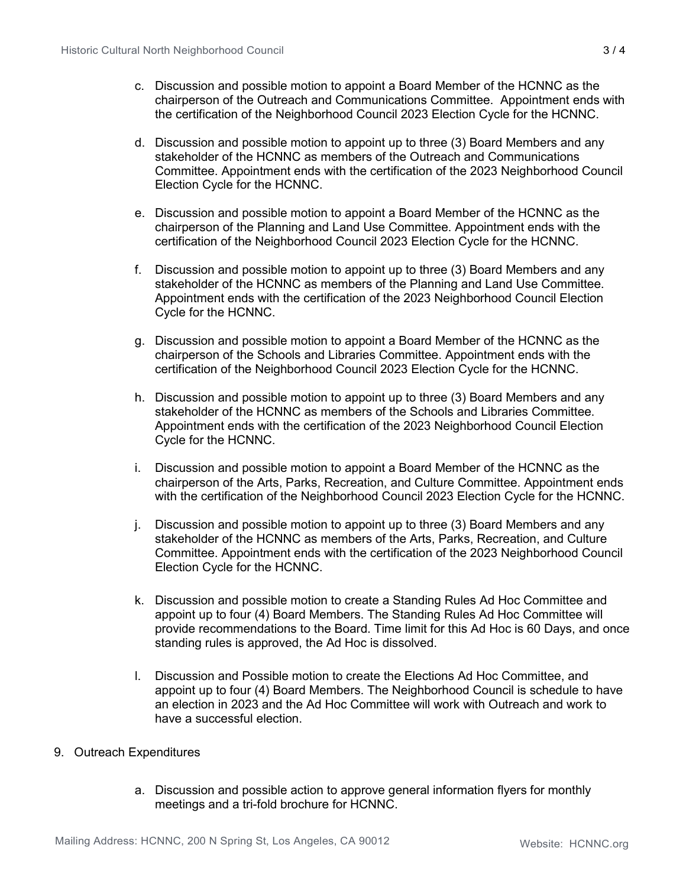c. Discussion and possible motion to appoint a Board Member of the HCNNC as the chairperson of the Outreach and Communications Committee. Appointment ends with the certification of the Neighborhood Council 2023 Election Cycle for the HCNNC.

d. Discussion and possible motion to appoint up to three (3) Board Members and any stakeholder of the HCNNC as members of the Outreach and Communications Committee. Appointment ends with the certification of the 2023 Neighborhood Council Election Cycle for the HCNNC.

e. Discussion and possible motion to appoint a Board Member of the HCNNC as the chairperson of the Planning and Land Use Committee. Appointment ends with the certification of the Neighborhood Council 2023 Election Cycle for the HCNNC.

f. Discussion and possible motion to appoint up to three (3) Board Members and any stakeholder of the HCNNC as members of the Planning and Land Use Committee. Appointment ends with the certification of the 2023 Neighborhood Council Election Cycle for the HCNNC.

g. Discussion and possible motion to appoint a Board Member of the HCNNC as the chairperson of the Schools and Libraries Committee. Appointment ends with the certification of the Neighborhood Council 2023 Election Cycle for the HCNNC.

h. Discussion and possible motion to appoint up to three (3) Board Members and any stakeholder of the HCNNC as members of the Schools and Libraries Committee. Appointment ends with the certification of the 2023 Neighborhood Council Election Cycle for the HCNNC.

i. Discussion and possible motion to appoint a Board Member of the HCNNC as the chairperson of the Arts, Parks, Recreation, and Culture Committee. Appointment ends with the certification of the Neighborhood Council 2023 Election Cycle for the HCNNC.

j. Discussion and possible motion to appoint up to three (3) Board Members and any stakeholder of the HCNNC as members of the Arts, Parks, Recreation, and Culture Committee. Appointment ends with the certification of the 2023 Neighborhood Council Election Cycle for the HCNNC.

k. Discussion and possible motion to create a Standing Rules Ad Hoc Committee and appoint up to four (4) Board Members. The Standing Rules Ad Hoc Committee will provide recommendations to the Board. Time limit for this Ad Hoc is 60 Days, and once standing rules is approved, the Ad Hoc is dissolved.

l. Discussion and Possible motion to create the Elections Ad Hoc Committee, and appoint up to four (4) Board Members. The Neighborhood Council is schedule to have an election in 2023 and the Ad Hoc Committee will work with Outreach and work to have a successful election.

9. Outreach Expenditures

   a. Discussion and possible action to approve general information flyers for monthly meetings and a tri-fold brochure for HCNNC.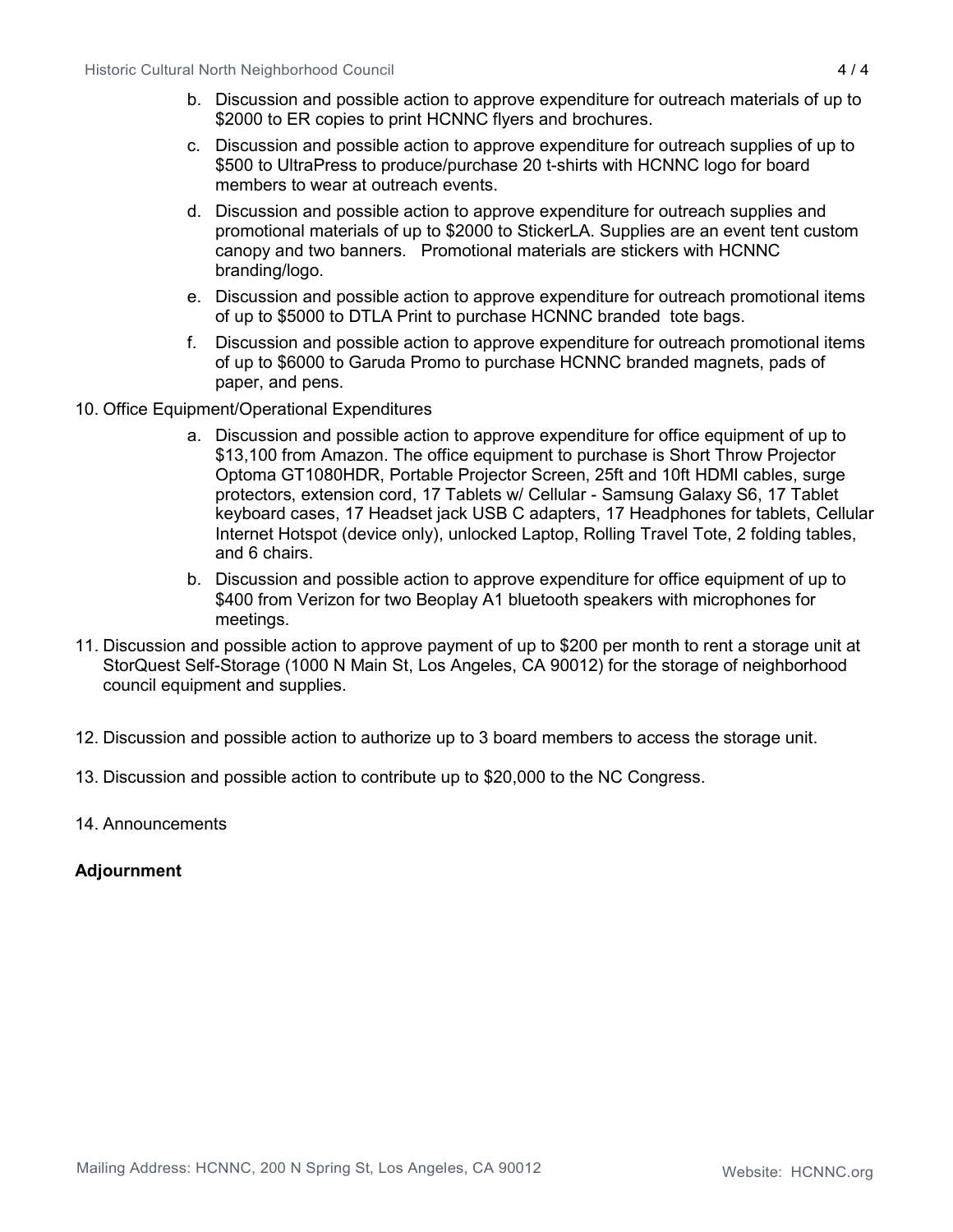b. Discussion and possible action to approve expenditure for outreach materials of up to $2000 to ER copies to print HCNNC flyers and brochures.

c. Discussion and possible action to approve expenditure for outreach supplies of up to $500 to UltraPress to produce/purchase 20 t-shirts with HCNNC logo for board members to wear at outreach events.

d. Discussion and possible action to approve expenditure for outreach supplies and promotional materials of up to $2000 to StickerLA. Supplies are an event tent custom canopy and two banners. Promotional materials are stickers with HCNNC branding/logo.

e. Discussion and possible action to approve expenditure for outreach promotional items of up to $5000 to DTLA Print to purchase HCNNC branded tote bags.

f. Discussion and possible action to approve expenditure for outreach promotional items of up to $6000 to Garuda Promo to purchase HCNNC branded magnets, pads of paper, and pens.

10. Office Equipment/Operational Expenditures

    a. Discussion and possible action to approve expenditure for office equipment of up to $13,100 from Amazon. The office equipment to purchase is Short Throw Projector Optoma GT1080HDR, Portable Projector Screen, 25ft and 10ft HDMI cables, surge protectors, extension cord, 17 Tablets w/ Cellular - Samsung Galaxy S6, 17 Tablet keyboard cases, 17 Headset jack USB C adapters, 17 Headphones for tablets, Cellular Internet Hotspot (device only), unlocked Laptop, Rolling Travel Tote, 2 folding tables, and 6 chairs.

    b. Discussion and possible action to approve expenditure for office equipment of up to $400 from Verizon for two Beoplay A1 bluetooth speakers with microphones for meetings.

11. Discussion and possible action to approve payment of up to $200 per month to rent a storage unit at StorQuest Self-Storage (1000 N Main St, Los Angeles, CA 90012) for the storage of neighborhood council equipment and supplies.

12. Discussion and possible action to authorize up to 3 board members to access the storage unit.

13. Discussion and possible action to contribute up to $20,000 to the NC Congress.

14. Announcements

**Adjournment**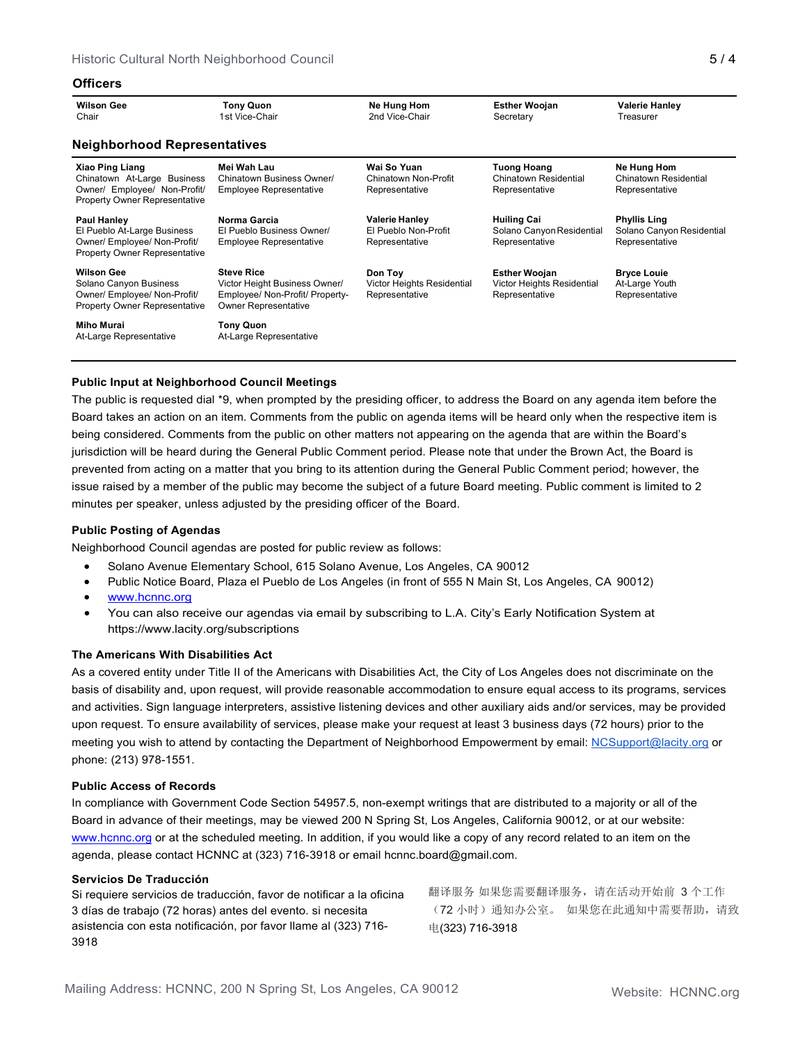## Officers

| Wilson Gee | Tony Quon | Ne Hung Hom | Esther Woojan | Valerie Hanley |
|---|---|---|---|---|
| Chair | 1st Vice-Chair | 2nd Vice-Chair | Secretary | Treasurer |

## Neighborhood Representatives

| | | | | |
|---|---|---|---|---|
| **Xiao Ping Liang**<br>Chinatown At-Large Business Owner/ Employee/ Non-Profit/ Property Owner Representative | **Mei Wah Lau**<br>Chinatown Business Owner/ Employee Representative | **Wai So Yuan**<br>Chinatown Non-Profit Representative | **Tuong Hoang**<br>Chinatown Residential Representative | **Ne Hung Hom**<br>Chinatown Residential Representative |
| **Paul Hanley**<br>El Pueblo At-Large Business Owner/ Employee/ Non-Profit/ Property Owner Representative | **Norma Garcia**<br>El Pueblo Business Owner/ Employee Representative | **Valerie Hanley**<br>El Pueblo Non-Profit Representative | **Huiling Cai**<br>Solano Canyon Residential Representative | **Phyllis Ling**<br>Solano Canyon Residential Representative |
| **Wilson Gee**<br>Solano Canyon Business Owner/ Employee/ Non-Profit/ Property Owner Representative | **Steve Rice**<br>Victor Height Business Owner/ Employee/ Non-Profit/ Property-Owner Representative | **Don Toy**<br>Victor Heights Residential Representative | **Esther Woojan**<br>Victor Heights Residential Representative | **Bryce Louie**<br>At-Large Youth Representative |
| **Miho Murai**<br>At-Large Representative | **Tony Quon**<br>At-Large Representative | | | |

### Public Input at Neighborhood Council Meetings

The public is requested dial *9, when prompted by the presiding officer, to address the Board on any agenda item before the Board takes an action on an item. Comments from the public on agenda items will be heard only when the respective item is being considered. Comments from the public on other matters not appearing on the agenda that are within the Board's jurisdiction will be heard during the General Public Comment period. Please note that under the Brown Act, the Board is prevented from acting on a matter that you bring to its attention during the General Public Comment period; however, the issue raised by a member of the public may become the subject of a future Board meeting. Public comment is limited to 2 minutes per speaker, unless adjusted by the presiding officer of the Board.

### Public Posting of Agendas

Neighborhood Council agendas are posted for public review as follows:

- Solano Avenue Elementary School, 615 Solano Avenue, Los Angeles, CA 90012
- Public Notice Board, Plaza el Pueblo de Los Angeles (in front of 555 N Main St, Los Angeles, CA 90012)
- www.hcnnc.org
- You can also receive our agendas via email by subscribing to L.A. City's Early Notification System at https://www.lacity.org/subscriptions

### The Americans With Disabilities Act

As a covered entity under Title II of the Americans with Disabilities Act, the City of Los Angeles does not discriminate on the basis of disability and, upon request, will provide reasonable accommodation to ensure equal access to its programs, services and activities. Sign language interpreters, assistive listening devices and other auxiliary aids and/or services, may be provided upon request. To ensure availability of services, please make your request at least 3 business days (72 hours) prior to the meeting you wish to attend by contacting the Department of Neighborhood Empowerment by email: NCSupport@lacity.org or phone: (213) 978-1551.

### Public Access of Records

In compliance with Government Code Section 54957.5, non-exempt writings that are distributed to a majority or all of the Board in advance of their meetings, may be viewed 200 N Spring St, Los Angeles, California 90012, or at our website: www.hcnnc.org or at the scheduled meeting. In addition, if you would like a copy of any record related to an item on the agenda, please contact HCNNC at (323) 716-3918 or email hcnnc.board@gmail.com.

### Servicios De Traducción

Si requiere servicios de traducción, favor de notificar a la oficina 3 días de trabajo (72 horas) antes del evento. si necesita asistencia con esta notificación, por favor llame al (323) 716-3918

翻译服务 如果您需要翻译服务，请在活动开始前 3 个工作（72 小时）通知办公室。 如果您在此通知中需要帮助，请致电(323) 716-3918

Mailing Address: HCNNC, 200 N Spring St, Los Angeles, CA 90012 Website: HCNNC.org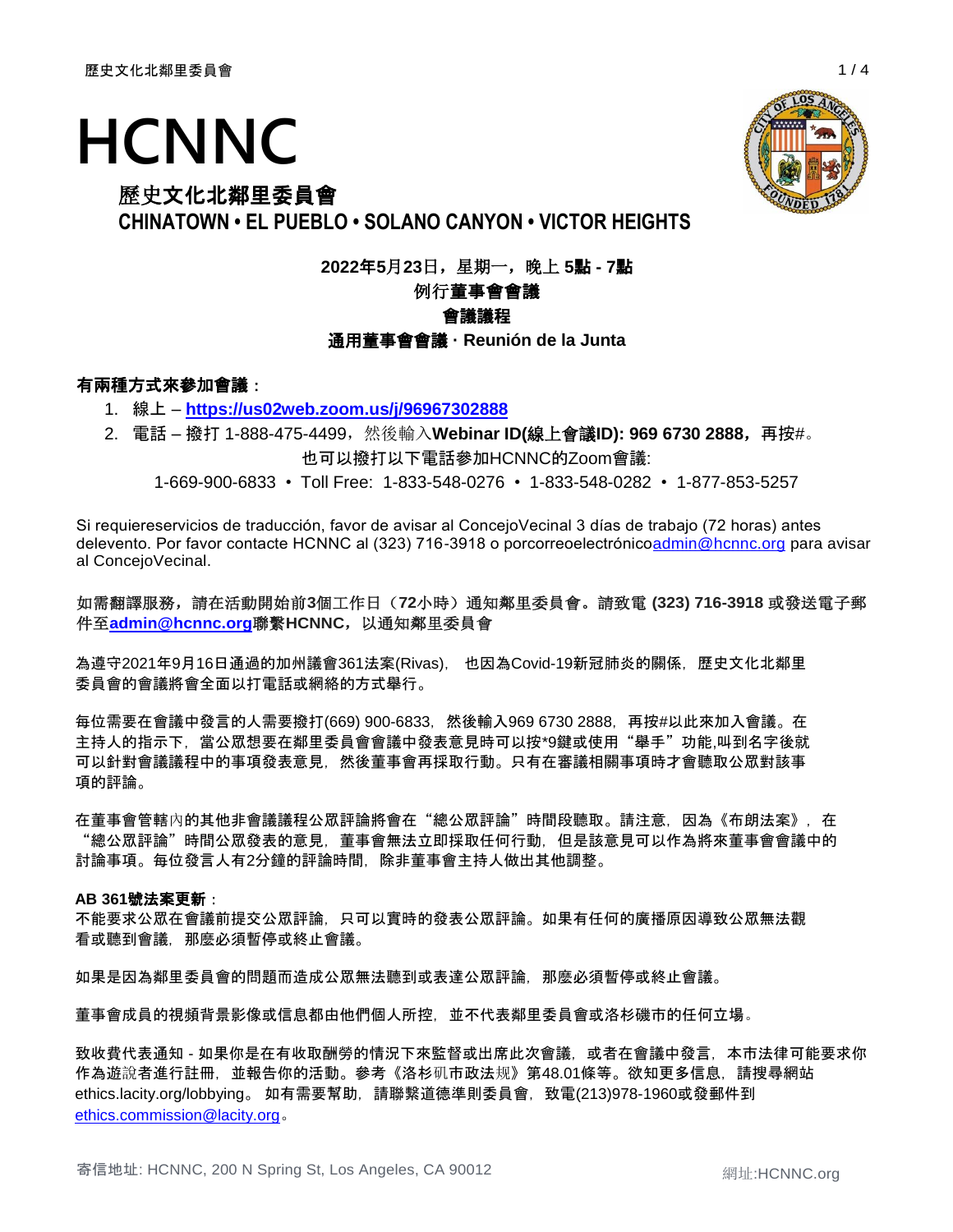# HCNNC

## 歷史文化北鄰里委員會

**CHINATOWN • EL PUEBLO • SOLANO CANYON • VICTOR HEIGHTS**

**2022年5月23日，星期一，晚上 5點 - 7點**

**例行董事會會議**

**會議議程**

**通用董事會會議 · Reunión de la Junta**

**有兩種方式來參加會議：**

1. 線上 – **https://us02web.zoom.us/j/96967302888**
2. 電話 – 撥打 1-888-475-4499，然後輸入**Webinar ID(線上會議ID): 969 6730 2888，**再按#。

也可以撥打以下電話參加HCNNC的Zoom會議:

1-669-900-6833 • Toll Free: 1-833-548-0276 • 1-833-548-0282 • 1-877-853-5257

Si requiereservicios de traducción, favor de avisar al ConcejoVecinal 3 días de trabajo (72 horas) antes delevento. Por favor contacte HCNNC al (323) 716-3918 o porcorreoelectrónicoadmin@hcnnc.org para avisar al ConcejoVecinal.

**如需翻譯服務，請在活動開始前3個工作日（72小時）通知鄰里委員會。請致電 (323) 716-3918 或發送電子郵件至admin@hcnnc.org聯繫HCNNC，以通知鄰里委員會**

為遵守2021年9月16日通過的加州議會361法案(Rivas)，也因為Covid-19新冠肺炎的關係，歷史文化北鄰里委員會的會議將會全面以打電話或網絡的方式舉行。

每位需要在會議中發言的人需要撥打(669) 900-6833，然後輸入969 6730 2888，再按#以此來加入會議。在主持人的指示下，當公眾想要在鄰里委員會會議中發表意見時可以按*9鍵或使用"舉手"功能,叫到名字後就可以針對會議議程中的事項發表意見，然後董事會再採取行動。只有在審議相關事項時才會聽取公眾對該事項的評論。

在董事會管轄內的其他非會議議程公眾評論將會在"總公眾評論"時間段聽取。請注意，因為《布朗法案》，在"總公眾評論"時間公眾發表的意見，董事會無法立即採取任何行動，但是該意見可以作為將來董事會會議中的討論事項。每位發言人有2分鐘的評論時間，除非董事會主持人做出其他調整。

**AB 361號法案更新：**

不能要求公眾在會議前提交公眾評論，只可以實時的發表公眾評論。如果有任何的廣播原因導致公眾無法觀看或聽到會議，那麼必須暫停或終止會議。

如果是因為鄰里委員會的問題而造成公眾無法聽到或表達公眾評論，那麼必須暫停或終止會議。

董事會成員的視頻背景影像或信息都由他們個人所控，並不代表鄰里委員會或洛杉磯市的任何立場。

致收費代表通知 - 如果你是在有收取酬勞的情況下來監督或出席此次會議，或者在會議中發言，本市法律可能要求你作為遊說者進行註冊，並報告你的活動。參考《洛杉矶市政法规》第48.01條等。欲知更多信息，請搜尋網站ethics.lacity.org/lobbying。如有需要幫助，請聯繫道德準則委員會，致電(213)978-1960或發郵件到ethics.commission@lacity.org。

寄信地址: HCNNC, 200 N Spring St, Los Angeles, CA 90012　　網址:HCNNC.org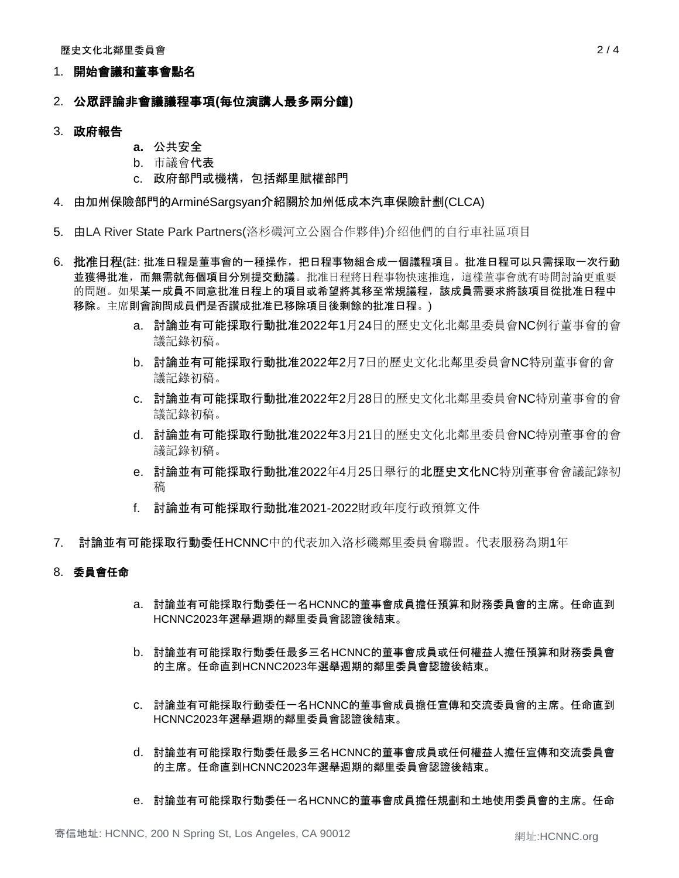1. **開始會議和董事會點名**

2. **公眾評論非會議議程事項(每位演講人最多兩分鐘)**

3. **政府報告**
    - **a.** 公共安全
    - b. 市議會代表
    - c. 政府部門或機構，包括鄰里賦權部門

4. 由加州保險部門的ArminéSargsyan介紹關於加州低成本汽車保險計劃(CLCA)

5. 由LA River State Park Partners(洛杉磯河立公園合作夥伴)介绍他們的自行車社區項目

6. **批准日程**(註: 批准日程是董事會的一種操作，把日程事物組合成一個議程項目。批准日程可以只需採取一次行動並獲得批准，而無需就每個項目分別提交動議。批准日程將日程事物快速推進，這樣董事會就有時間討論更重要的問題。如果某一成員不同意批准日程上的項目或希望將其移至常規議程，該成員需要求將該項目從批准日程中移除。主席則會詢問成員們是否讚成批准已移除項目後剩餘的批准日程。)
    - a. 討論並有可能採取行動批准2022年1月24日的歷史文化北鄰里委員會NC例行董事會的會議記錄初稿。
    - b. 討論並有可能採取行動批准2022年2月7日的歷史文化北鄰里委員會NC特別董事會的會議記錄初稿。
    - c. 討論並有可能採取行動批准2022年2月28日的歷史文化北鄰里委員會NC特別董事會的會議記錄初稿。
    - d. 討論並有可能採取行動批准2022年3月21日的歷史文化北鄰里委員會NC特別董事會的會議記錄初稿。
    - e. 討論並有可能採取行動批准2022年4月25日舉行的北歷史文化NC特別董事會會議記錄初稿
    - f. 討論並有可能採取行動批准2021-2022財政年度行政預算文件

7. 討論並有可能採取行動委任HCNNC中的代表加入洛杉磯鄰里委員會聯盟。代表服務為期1年

8. **委員會任命**
    - a. 討論並有可能採取行動委任一名HCNNC的董事會成員擔任預算和財務委員會的主席。任命直到HCNNC2023年選舉週期的鄰里委員會認證後結束。
    - b. 討論並有可能採取行動委任最多三名HCNNC的董事會成員或任何權益人擔任預算和財務委員會的主席。任命直到HCNNC2023年選舉週期的鄰里委員會認證後結束。
    - c. 討論並有可能採取行動委任一名HCNNC的董事會成員擔任宣傳和交流委員會的主席。任命直到HCNNC2023年選舉週期的鄰里委員會認證後結束。
    - d. 討論並有可能採取行動委任最多三名HCNNC的董事會成員或任何權益人擔任宣傳和交流委員會的主席。任命直到HCNNC2023年選舉週期的鄰里委員會認證後結束。
    - e. 討論並有可能採取行動委任一名HCNNC的董事會成員擔任規劃和土地使用委員會的主席。任命

寄信地址: HCNNC, 200 N Spring St, Los Angeles, CA 90012 網址:HCNNC.org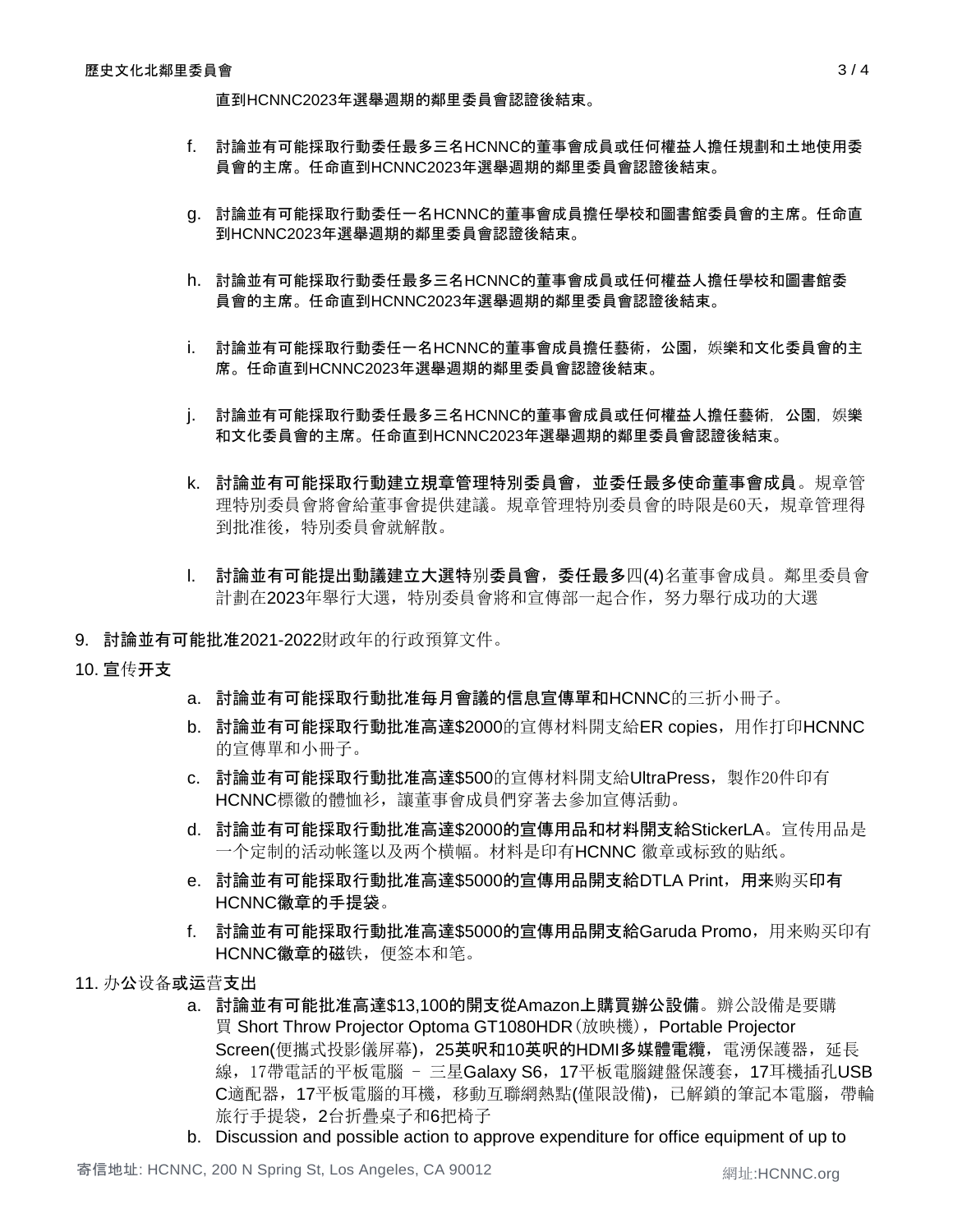直到HCNNC2023年選舉週期的鄰里委員會認證後結束。

f. 討論並有可能採取行動委任最多三名HCNNC的董事會成員或任何權益人擔任規劃和土地使用委員會的主席。任命直到HCNNC2023年選舉週期的鄰里委員會認證後結束。

g. 討論並有可能採取行動委任一名HCNNC的董事會成員擔任學校和圖書館委員會的主席。任命直到HCNNC2023年選舉週期的鄰里委員會認證後結束。

h. 討論並有可能採取行動委任最多三名HCNNC的董事會成員或任何權益人擔任學校和圖書館委員會的主席。任命直到HCNNC2023年選舉週期的鄰里委員會認證後結束。

i. 討論並有可能採取行動委任一名HCNNC的董事會成員擔任藝術，公園，娛樂和文化委員會的主席。任命直到HCNNC2023年選舉週期的鄰里委員會認證後結束。

j. 討論並有可能採取行動委任最多三名HCNNC的董事會成員或任何權益人擔任藝術，公園，娛樂和文化委員會的主席。任命直到HCNNC2023年選舉週期的鄰里委員會認證後結束。

k. **討論並有可能採取行動建立規章管理特別委員會，並委任最多使命董事會成員**。規章管理特別委員會將會給董事會提供建議。規章管理特別委員會的時限是60天，規章管理得到批准後，特別委員會就解散。

l. **討論並有可能提出動議建立大選特**別**委員會，委任最多**四(4)名董事會成員。鄰里委員會計劃在2023年舉行大選，特別委員會將和宣傳部一起合作，努力舉行成功的大選

9. **討論並有可能批准**2021-2022財政年的行政預算文件。

10. **宣**传**开支**

   a. **討論並有可能採取行動批准每月會議的信息宣傳單和HCNNC**的三折小冊子。
   b. **討論並有可能採取行動批准高達$2000**的宣傳材料開支給ER copies，用作打印HCNNC的宣傳單和小冊子。
   c. **討論並有可能採取行動批准高達$500**的宣傳材料開支給UltraPress，製作20件印有HCNNC標徽的體恤衫，讓董事會成員們穿著去參加宣傳活動。
   d. **討論並有可能採取行動批准高達$2000的宣傳用品和材料開支給StickerLA**。宣传用品是一个定制的活动帐篷以及两个横幅。材料是印有HCNNC 徽章或标致的贴纸。
   e. **討論並有可能採取行動批准高達$5000的宣傳用品開支給DTLA Print，用来**购买**印有HCNNC徽章的手提袋**。
   f. **討論並有可能採取行動批准高達$5000的宣傳用品開支給Garuda Promo**，用来购买印有**HCNNC徽章的磁**铁，便签本和笔。

11. 办**公**设备**或**运营**支出**

   a. **討論並有可能批准高達$13,100的開支從Amazon上購買辦公設備**。辦公設備是要購買 Short Throw Projector Optoma GT1080HDR（放映機），Portable Projector Screen(便攜式投影儀屏幕)，**25英呎和10英呎的HDMI多媒體電纜**，電湧保護器，延長線，17帶電話的平板電腦 – 三星Galaxy S6，17平板電腦鍵盤保護套，17耳機插孔USB C適配器，17平板電腦的耳機，移動互聯網熱點(僅限設備)，已解鎖的筆記本電腦，帶輪旅行手提袋，2台折疊桌子和6把椅子
   b. Discussion and possible action to approve expenditure for office equipment of up to

寄信地址: HCNNC, 200 N Spring St, Los Angeles, CA 90012 網址:HCNNC.org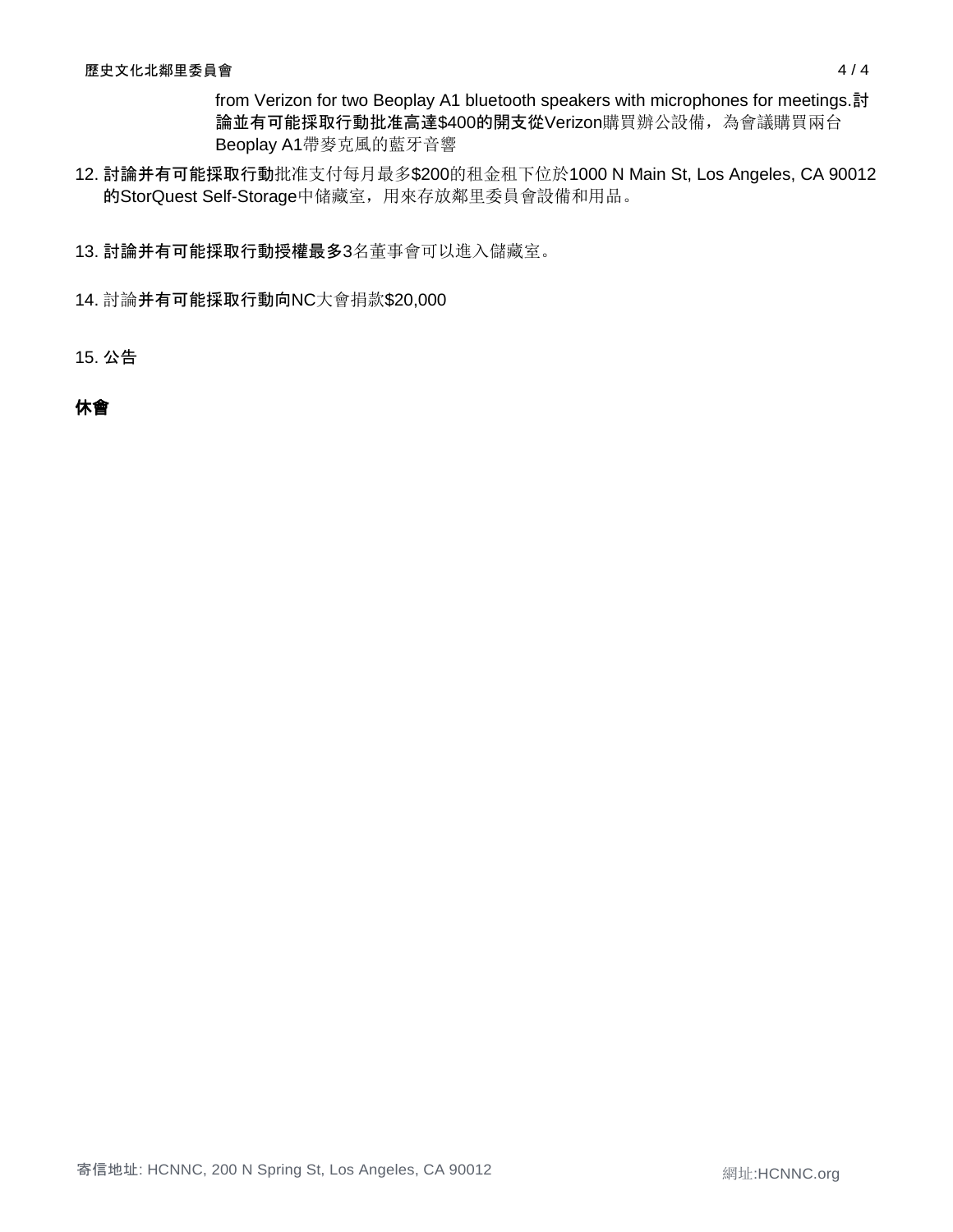from Verizon for two Beoplay A1 bluetooth speakers with microphones for meetings.**討論並有可能採取行動批准高達$400的開支從**Verizon購買辦公設備，為會議購買兩台Beoplay A1帶麥克風的藍牙音響

12. **討論并有可能採取行動**批准支付每月最多$200的租金租下位於1000 N Main St, Los Angeles, CA 90012**的**StorQuest Self-Storage中儲藏室，用來存放鄰里委員會設備和用品。

13. **討論并有可能採取行動授權最多**3名董事會可以進入儲藏室。

14. 討論**并有可能採取行動向**NC大會捐款$20,000

15. 公告

**休會**

寄信地址: HCNNC, 200 N Spring St, Los Angeles, CA 90012

網址:HCNNC.org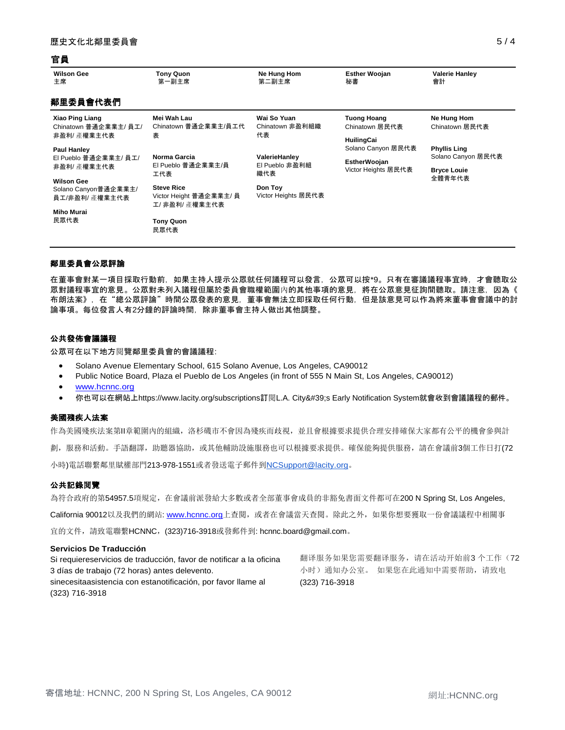## 官員

| | | | | |
|---|---|---|---|---|
| **Wilson Gee** 主席 | **Tony Quon** 第一副主席 | **Ne Hung Hom** 第二副主席 | **Esther Woojan** 秘書 | **Valerie Hanley** 會計 |

## 鄰里委員會代表們

| | | | | |
|---|---|---|---|---|
| **Xiao Ping Liang** Chinatown 普通企業業主/ 員工/ 非盈利/ 產權業主代表 | **Mei Wah Lau** Chinatown 普通企業業主/員工代表 | **Wai So Yuan** Chinatown 非盈利組織代表 | **Tuong Hoang** Chinatown 居民代表 | **Ne Hung Hom** Chinatown 居民代表 |
| **Paul Hanley** El Pueblo 普通企業業主/ 員工/ 非盈利/ 產權業主代表 | **Norma Garcia** El Pueblo 普通企業業主/員工代表 | **ValerieHanley** El Pueblo 非盈利組織代表 | **HuilingCai** Solano Canyon 居民代表 | **Phyllis Ling** Solano Canyon 居民代表 |
| **Wilson Gee** Solano Canyon普通企業業主/ 員工/非盈利/ 產權業主代表 | **Steve Rice** Victor Height 普通企業業主/ 員工/ 非盈利/ 產權業主代表 | **Don Toy** Victor Heights 居民代表 | **EstherWoojan** Victor Heights 居民代表 | **Bryce Louie** 全體青年代表 |
| **Miho Murai** 民眾代表 | **Tony Quon** 民眾代表 | | | |

### 鄰里委員會公眾評論

在董事會對某一項目採取行動前，如果主持人提示公眾就任何議程可以發言，公眾可以按*9。只有在審議議程事宜時，才會聽取公眾對議程事宜的意見。公眾對未列入議程但屬於委員會職權範圍內的其他事項的意見，將在公眾意見征詢間聽取。請注意，因為《布朗法案》，在"總公眾評論"時間公眾發表的意見，董事會無法立即採取任何行動，但是該意見可以作為將來董事會會議中的討論事項。每位發言人有2分鐘的評論時間，除非董事會主持人做出其他調整。

### 公共發佈會議議程

公眾可在以下地方閱覽鄰里委員會的會議議程:

- Solano Avenue Elementary School, 615 Solano Avenue, Los Angeles, CA90012
- Public Notice Board, Plaza el Pueblo de Los Angeles (in front of 555 N Main St, Los Angeles, CA90012)
- www.hcnnc.org
- 你也可以在網站上https://www.lacity.org/subscriptions訂閲L.A. City&#39;s Early Notification System就會收到會議議程的郵件。

### 美國殘疾人法案

作為美國殘疾法案第II章範圍內的組織，洛杉磯市不會因為殘疾而歧視，並且會根據要求提供合理安排確保大家都有公平的機會參與計劃，服務和活動。手語翻譯，助聽器協助，或其他輔助設施服務也可以根據要求提供。確保能夠提供服務，請在會議前3個工作日打(72小時)電話聯繫鄰里賦權部門213-978-1551或者發送電子郵件到NCSupport@lacity.org。

### 公共記錄閱覽

為符合政府的第54957.5項規定，在會議前派發給大多數或者全部董事會成員的非豁免書面文件都可在200 N Spring St, Los Angeles, California 90012以及我們的網站: www.hcnnc.org上查閱，或者在會議當天查閱。除此之外，如果你想要獲取一份會議議程中相關事宜的文件，請致電聯繫HCNNC，(323)716-3918或發郵件到: hcnnc.board@gmail.com。

### Servicios De Traducción

Si requiereservicios de traducción, favor de notificar a la oficina 3 días de trabajo (72 horas) antes delevento. sinecesitaasistencia con estanotificación, por favor llame al (323) 716-3918

翻译服务如果您需要翻译服务，请在活动开始前3 个工作（72 小时）通知办公室。 如果您在此通知中需要帮助，请致电 (323) 716-3918

寄信地址: HCNNC, 200 N Spring St, Los Angeles, CA 90012 網址:HCNNC.org